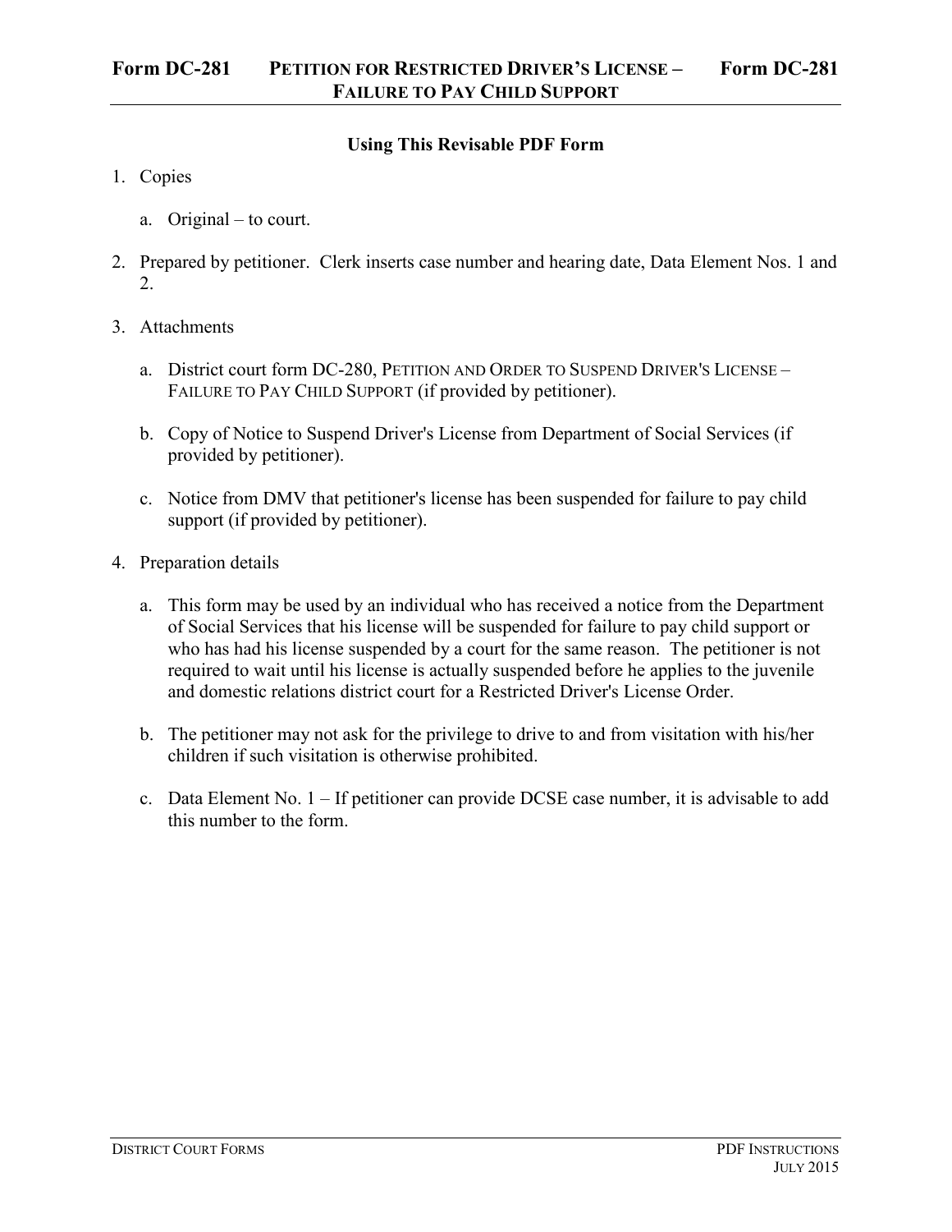# Form DC-281 PETITION FOR RESTRICTED DRIVER'S LICENSE – FAILURE TO PAY CHILD SUPPORT Form DC-281

## Using This Revisable PDF Form

1. Copies

   a. Original – to court.

2. Prepared by petitioner. Clerk inserts case number and hearing date, Data Element Nos. 1 and 2.

3. Attachments

   a. District court form DC-280, PETITION AND ORDER TO SUSPEND DRIVER'S LICENSE – FAILURE TO PAY CHILD SUPPORT (if provided by petitioner).

   b. Copy of Notice to Suspend Driver's License from Department of Social Services (if provided by petitioner).

   c. Notice from DMV that petitioner's license has been suspended for failure to pay child support (if provided by petitioner).

4. Preparation details

   a. This form may be used by an individual who has received a notice from the Department of Social Services that his license will be suspended for failure to pay child support or who has had his license suspended by a court for the same reason. The petitioner is not required to wait until his license is actually suspended before he applies to the juvenile and domestic relations district court for a Restricted Driver's License Order.

   b. The petitioner may not ask for the privilege to drive to and from visitation with his/her children if such visitation is otherwise prohibited.

   c. Data Element No. 1 – If petitioner can provide DCSE case number, it is advisable to add this number to the form.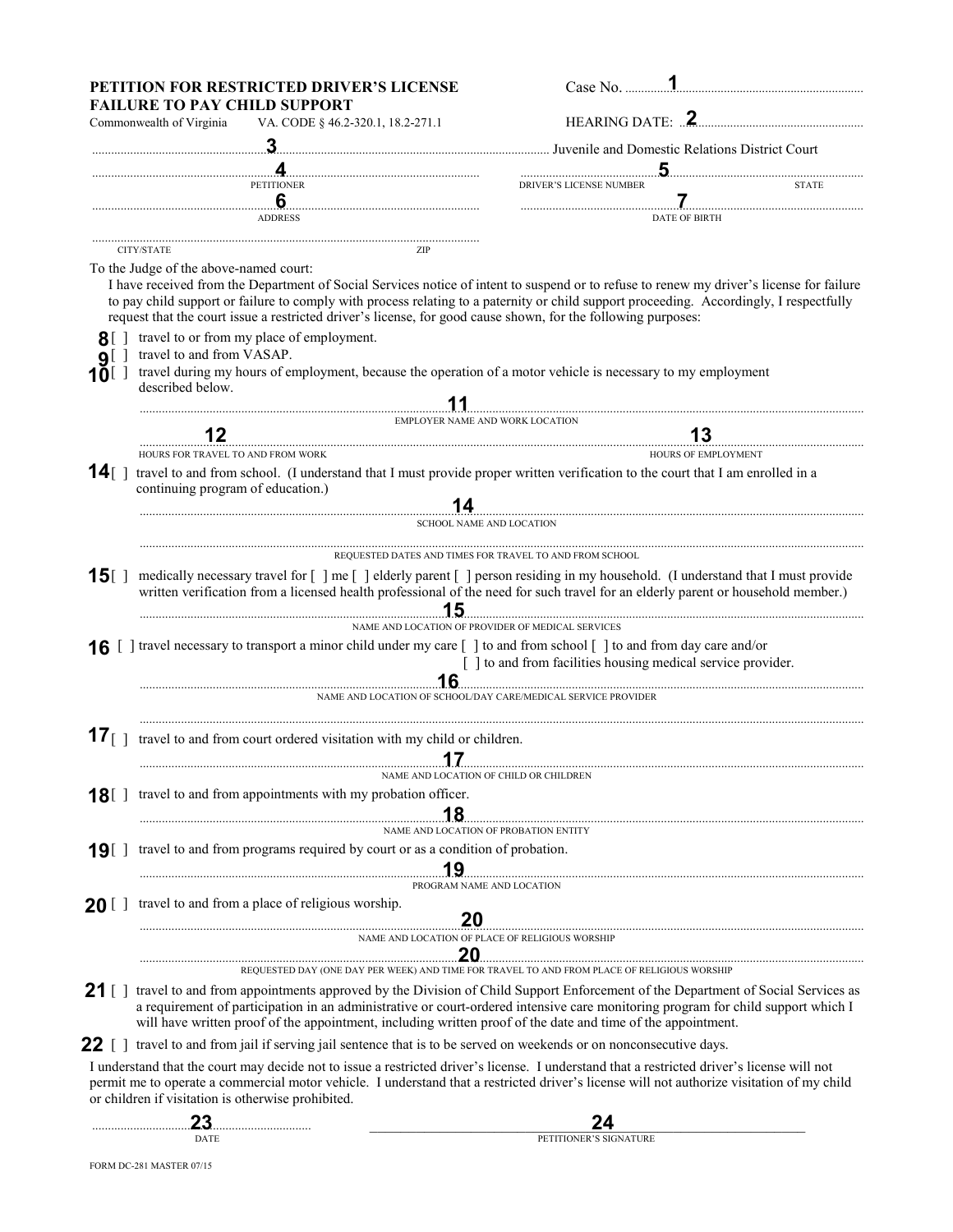**PETITION FOR RESTRICTED DRIVER'S LICENSE**
**FAILURE TO PAY CHILD SUPPORT**

Commonwealth of Virginia VA. CODE § 46.2-320.1, 18.2-271.1

Case No. ..........1..........

HEARING DATE: ..2..........

..........3.......... Juvenile and Domestic Relations District Court

..........4..........
PETITIONER

..........5..........
DRIVER'S LICENSE NUMBER STATE

..........6..........
ADDRESS

..........7..........
DATE OF BIRTH

..........
CITY/STATE ZIP

To the Judge of the above-named court:

I have received from the Department of Social Services notice of intent to suspend or to refuse to renew my driver's license for failure to pay child support or failure to comply with process relating to a paternity or child support proceeding. Accordingly, I respectfully request that the court issue a restricted driver's license, for good cause shown, for the following purposes:

**8** [ ] travel to or from my place of employment.

**9** [ ] travel to and from VASAP.

**10** [ ] travel during my hours of employment, because the operation of a motor vehicle is necessary to my employment described below.

..........11..........
EMPLOYER NAME AND WORK LOCATION

..........12..........
HOURS FOR TRAVEL TO AND FROM WORK

..........13..........
HOURS OF EMPLOYMENT

**14** [ ] travel to and from school. (I understand that I must provide proper written verification to the court that I am enrolled in a continuing program of education.)

..........14..........
SCHOOL NAME AND LOCATION

..........
REQUESTED DATES AND TIMES FOR TRAVEL TO AND FROM SCHOOL

**15** [ ] medically necessary travel for [ ] me [ ] elderly parent [ ] person residing in my household. (I understand that I must provide written verification from a licensed health professional of the need for such travel for an elderly parent or household member.)

..........15..........
NAME AND LOCATION OF PROVIDER OF MEDICAL SERVICES

**16** [ ] travel necessary to transport a minor child under my care [ ] to and from school [ ] to and from day care and/or [ ] to and from facilities housing medical service provider.

..........16..........
NAME AND LOCATION OF SCHOOL/DAY CARE/MEDICAL SERVICE PROVIDER

..........

**17** [ ] travel to and from court ordered visitation with my child or children.

..........17..........
NAME AND LOCATION OF CHILD OR CHILDREN

**18** [ ] travel to and from appointments with my probation officer.

..........18..........
NAME AND LOCATION OF PROBATION ENTITY

**19** [ ] travel to and from programs required by court or as a condition of probation.

..........19..........
PROGRAM NAME AND LOCATION

**20** [ ] travel to and from a place of religious worship.

..........20..........
NAME AND LOCATION OF PLACE OF RELIGIOUS WORSHIP

..........20..........
REQUESTED DAY (ONE DAY PER WEEK) AND TIME FOR TRAVEL TO AND FROM PLACE OF RELIGIOUS WORSHIP

**21** [ ] travel to and from appointments approved by the Division of Child Support Enforcement of the Department of Social Services as a requirement of participation in an administrative or court-ordered intensive care monitoring program for child support which I will have written proof of the appointment, including written proof of the date and time of the appointment.

**22** [ ] travel to and from jail if serving jail sentence that is to be served on weekends or on nonconsecutive days.

I understand that the court may decide not to issue a restricted driver's license. I understand that a restricted driver's license will not permit me to operate a commercial motor vehicle. I understand that a restricted driver's license will not authorize visitation of my child or children if visitation is otherwise prohibited.

..........23..........
DATE

..........24..........
PETITIONER'S SIGNATURE

FORM DC-281 MASTER 07/15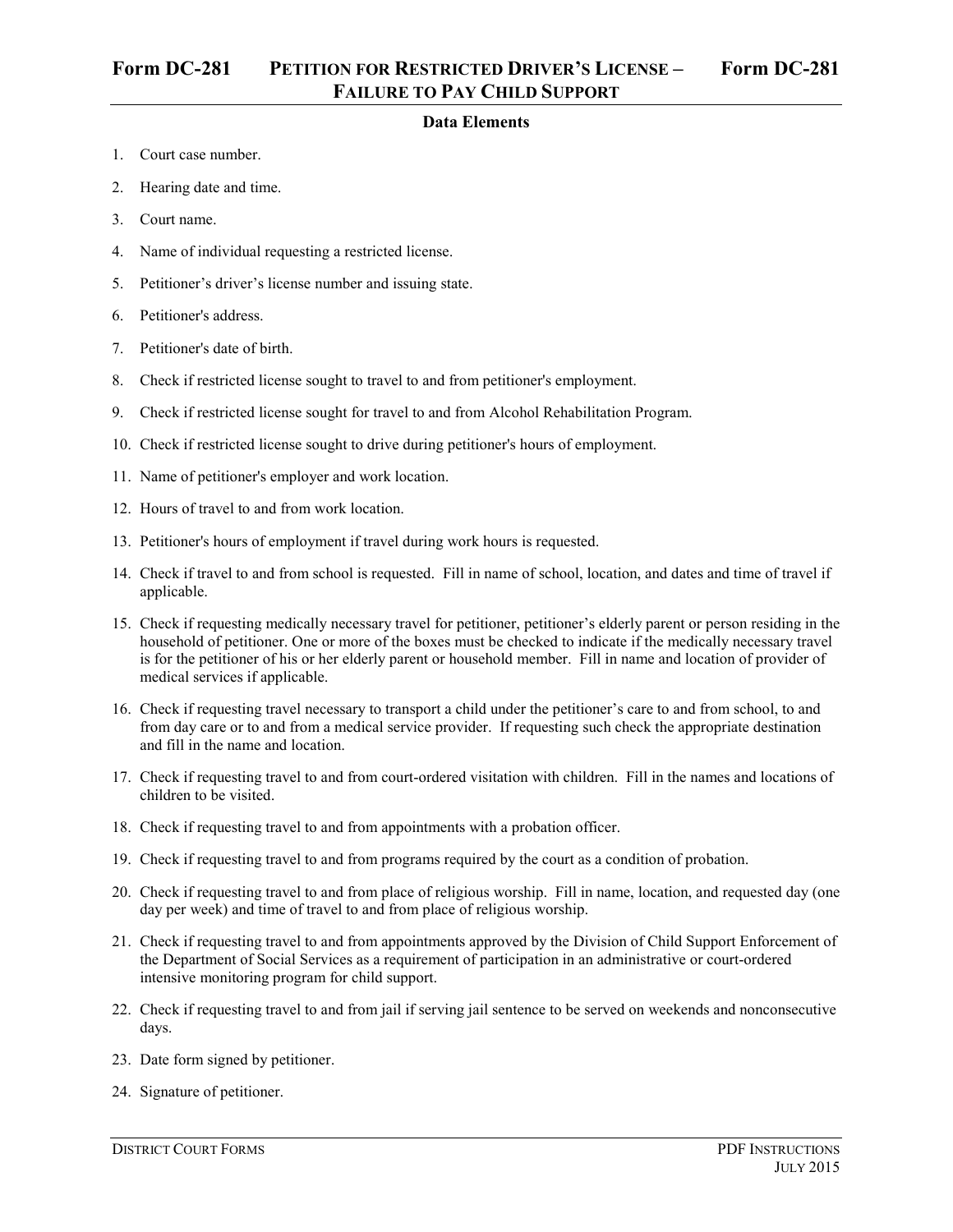# Form DC-281 PETITION FOR RESTRICTED DRIVER'S LICENSE – FAILURE TO PAY CHILD SUPPORT Form DC-281

## Data Elements

1. Court case number.
2. Hearing date and time.
3. Court name.
4. Name of individual requesting a restricted license.
5. Petitioner's driver's license number and issuing state.
6. Petitioner's address.
7. Petitioner's date of birth.
8. Check if restricted license sought to travel to and from petitioner's employment.
9. Check if restricted license sought for travel to and from Alcohol Rehabilitation Program.
10. Check if restricted license sought to drive during petitioner's hours of employment.
11. Name of petitioner's employer and work location.
12. Hours of travel to and from work location.
13. Petitioner's hours of employment if travel during work hours is requested.
14. Check if travel to and from school is requested. Fill in name of school, location, and dates and time of travel if applicable.
15. Check if requesting medically necessary travel for petitioner, petitioner's elderly parent or person residing in the household of petitioner. One or more of the boxes must be checked to indicate if the medically necessary travel is for the petitioner of his or her elderly parent or household member. Fill in name and location of provider of medical services if applicable.
16. Check if requesting travel necessary to transport a child under the petitioner's care to and from school, to and from day care or to and from a medical service provider. If requesting such check the appropriate destination and fill in the name and location.
17. Check if requesting travel to and from court-ordered visitation with children. Fill in the names and locations of children to be visited.
18. Check if requesting travel to and from appointments with a probation officer.
19. Check if requesting travel to and from programs required by the court as a condition of probation.
20. Check if requesting travel to and from place of religious worship. Fill in name, location, and requested day (one day per week) and time of travel to and from place of religious worship.
21. Check if requesting travel to and from appointments approved by the Division of Child Support Enforcement of the Department of Social Services as a requirement of participation in an administrative or court-ordered intensive monitoring program for child support.
22. Check if requesting travel to and from jail if serving jail sentence to be served on weekends and nonconsecutive days.
23. Date form signed by petitioner.
24. Signature of petitioner.